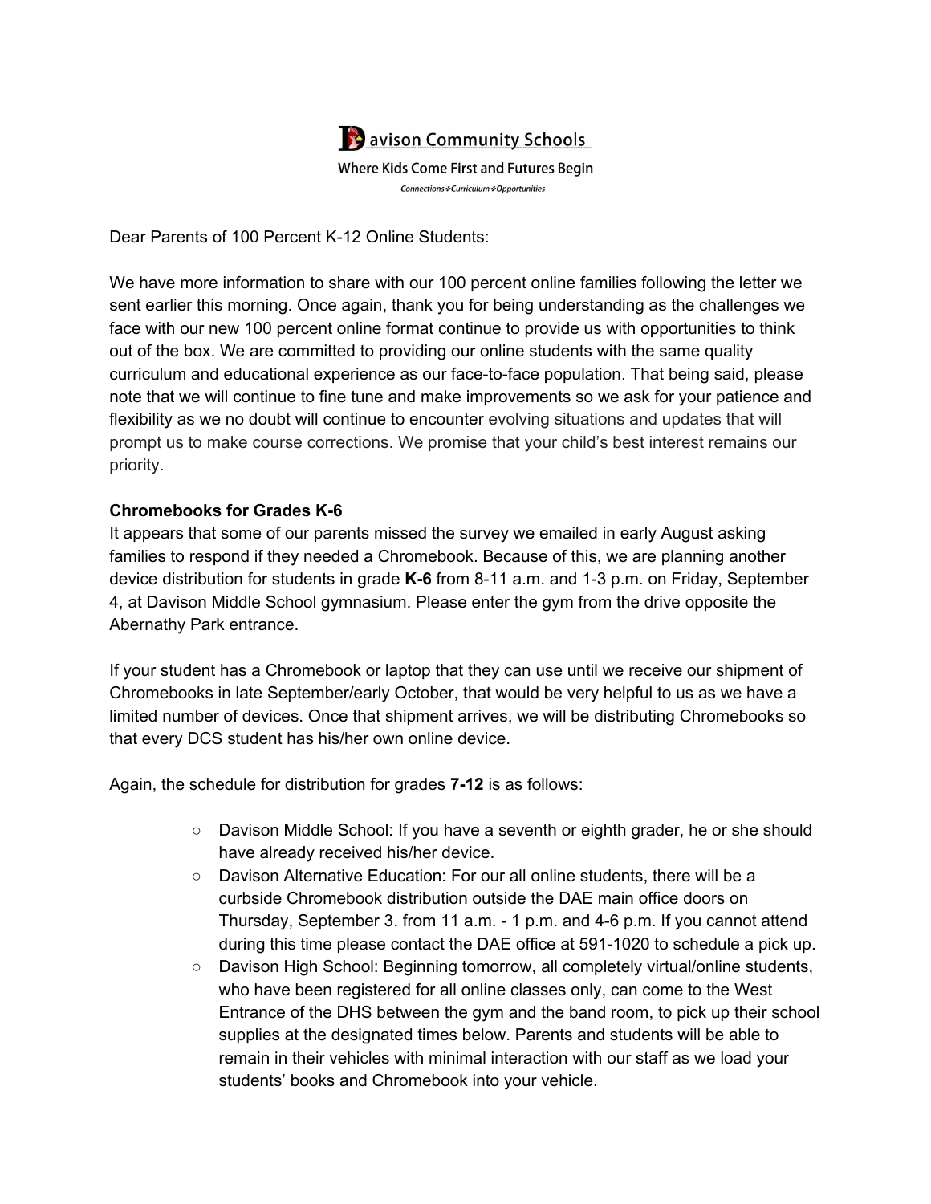Davison Community Schools

Where Kids Come First and Futures Begin

*Connections ❖ Curriculum ❖ Opportunities*

Dear Parents of 100 Percent K-12 Online Students:

We have more information to share with our 100 percent online families following the letter we sent earlier this morning. Once again, thank you for being understanding as the challenges we face with our new 100 percent online format continue to provide us with opportunities to think out of the box. We are committed to providing our online students with the same quality curriculum and educational experience as our face-to-face population. That being said, please note that we will continue to fine tune and make improvements so we ask for your patience and flexibility as we no doubt will continue to encounter evolving situations and updates that will prompt us to make course corrections. We promise that your child's best interest remains our priority.

**Chromebooks for Grades K-6**

It appears that some of our parents missed the survey we emailed in early August asking families to respond if they needed a Chromebook. Because of this, we are planning another device distribution for students in grade **K-6** from 8-11 a.m. and 1-3 p.m. on Friday, September 4, at Davison Middle School gymnasium. Please enter the gym from the drive opposite the Abernathy Park entrance.

If your student has a Chromebook or laptop that they can use until we receive our shipment of Chromebooks in late September/early October, that would be very helpful to us as we have a limited number of devices. Once that shipment arrives, we will be distributing Chromebooks so that every DCS student has his/her own online device.

Again, the schedule for distribution for grades **7-12** is as follows:

- Davison Middle School: If you have a seventh or eighth grader, he or she should have already received his/her device.
- Davison Alternative Education: For our all online students, there will be a curbside Chromebook distribution outside the DAE main office doors on Thursday, September 3. from 11 a.m. - 1 p.m. and 4-6 p.m. If you cannot attend during this time please contact the DAE office at 591-1020 to schedule a pick up.
- Davison High School: Beginning tomorrow, all completely virtual/online students, who have been registered for all online classes only, can come to the West Entrance of the DHS between the gym and the band room, to pick up their school supplies at the designated times below. Parents and students will be able to remain in their vehicles with minimal interaction with our staff as we load your students' books and Chromebook into your vehicle.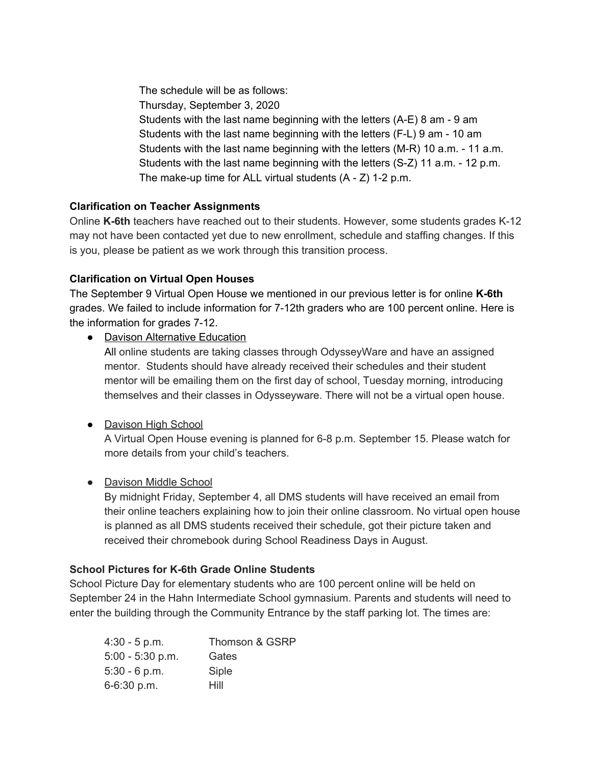The schedule will be as follows:
Thursday, September 3, 2020
Students with the last name beginning with the letters (A-E) 8 am - 9 am
Students with the last name beginning with the letters (F-L) 9 am - 10 am
Students with the last name beginning with the letters (M-R) 10 a.m. - 11 a.m.
Students with the last name beginning with the letters (S-Z) 11 a.m. - 12 p.m.
The make-up time for ALL virtual students (A - Z) 1-2 p.m.

**Clarification on Teacher Assignments**

Online **K-6th** teachers have reached out to their students. However, some students grades K-12 may not have been contacted yet due to new enrollment, schedule and staffing changes. If this is you, please be patient as we work through this transition process.

**Clarification on Virtual Open Houses**

The September 9 Virtual Open House we mentioned in our previous letter is for online **K-6th** grades. We failed to include information for 7-12th graders who are 100 percent online. Here is the information for grades 7-12.

- Davison Alternative Education
  All online students are taking classes through OdysseyWare and have an assigned mentor. Students should have already received their schedules and their student mentor will be emailing them on the first day of school, Tuesday morning, introducing themselves and their classes in Odysseyware. There will not be a virtual open house.

- Davison High School
  A Virtual Open House evening is planned for 6-8 p.m. September 15. Please watch for more details from your child's teachers.

- Davison Middle School
  By midnight Friday, September 4, all DMS students will have received an email from their online teachers explaining how to join their online classroom. No virtual open house is planned as all DMS students received their schedule, got their picture taken and received their chromebook during School Readiness Days in August.

**School Pictures for K-6th Grade Online Students**

School Picture Day for elementary students who are 100 percent online will be held on September 24 in the Hahn Intermediate School gymnasium. Parents and students will need to enter the building through the Community Entrance by the staff parking lot. The times are:

| | |
|---|---|
| 4:30 - 5 p.m. | Thomson & GSRP |
| 5:00 - 5:30 p.m. | Gates |
| 5:30 - 6 p.m. | Siple |
| 6-6:30 p.m. | Hill |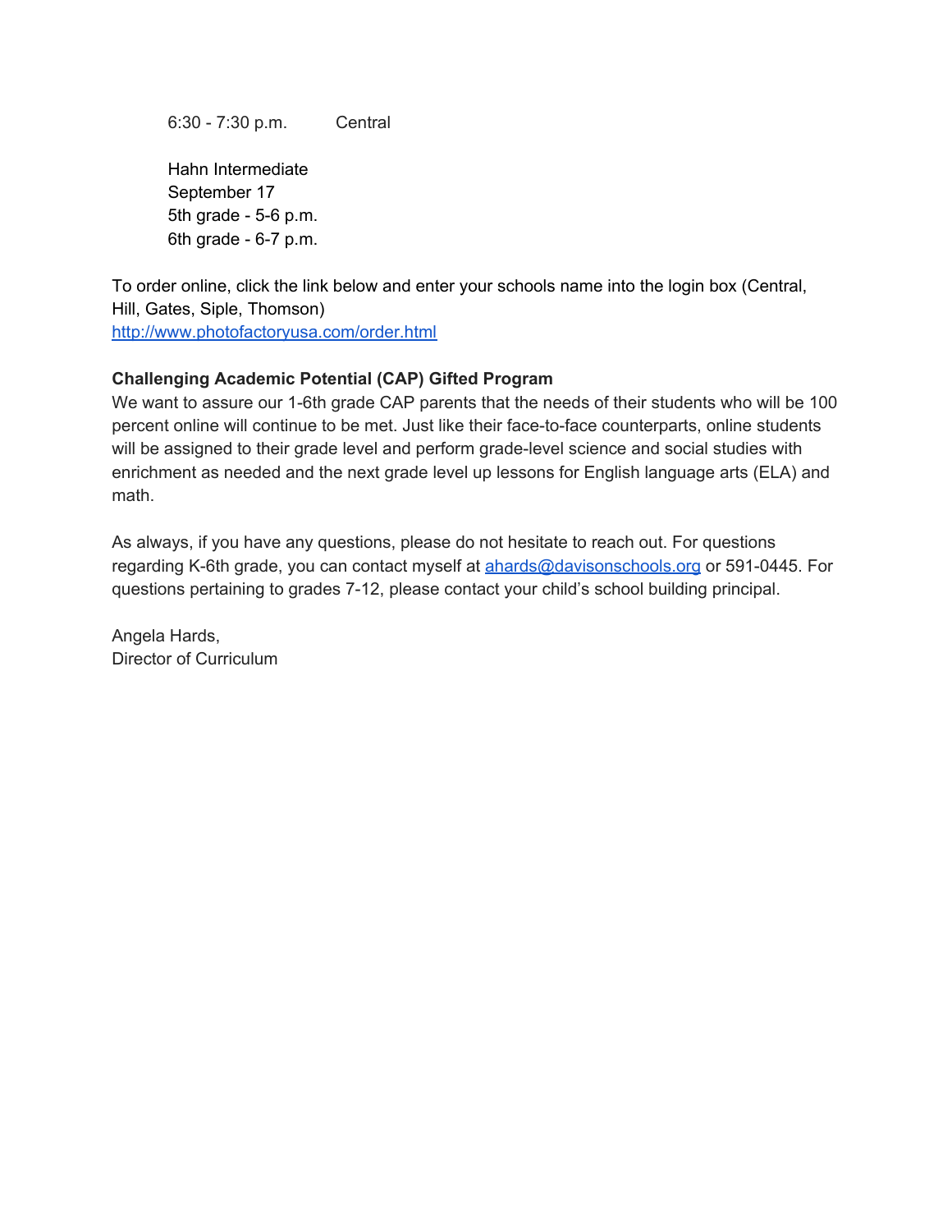6:30 - 7:30 p.m.    Central

Hahn Intermediate
September 17
5th grade - 5-6 p.m.
6th grade - 6-7 p.m.

To order online, click the link below and enter your schools name into the login box (Central, Hill, Gates, Siple, Thomson)
[http://www.photofactoryusa.com/order.html](http://www.photofactoryusa.com/order.html)

**Challenging Academic Potential (CAP) Gifted Program**

We want to assure our 1-6th grade CAP parents that the needs of their students who will be 100 percent online will continue to be met. Just like their face-to-face counterparts, online students will be assigned to their grade level and perform grade-level science and social studies with enrichment as needed and the next grade level up lessons for English language arts (ELA) and math.

As always, if you have any questions, please do not hesitate to reach out. For questions regarding K-6th grade, you can contact myself at [ahards@davisonschools.org](mailto:ahards@davisonschools.org) or 591-0445. For questions pertaining to grades 7-12, please contact your child's school building principal.

Angela Hards,
Director of Curriculum